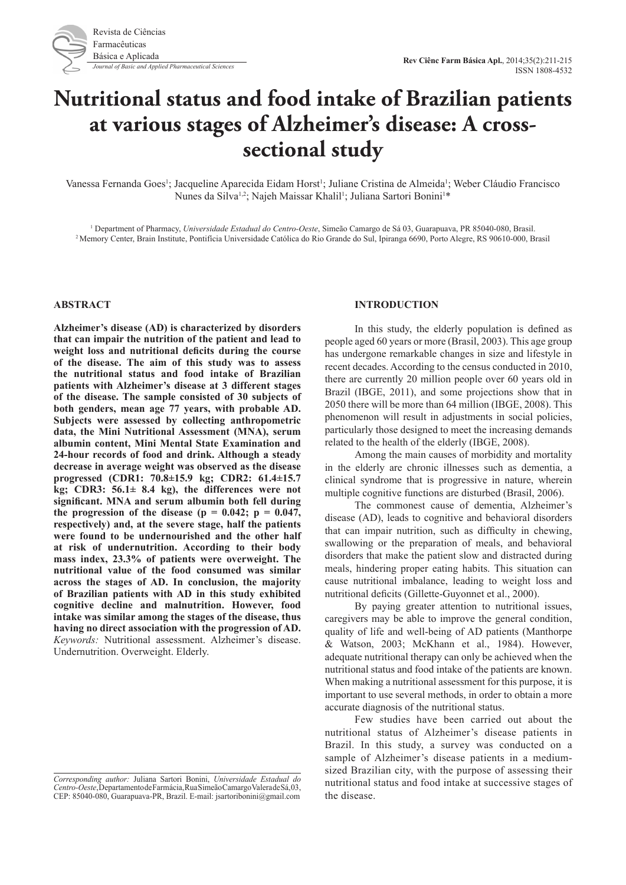# Nutritional status and food intake of Brazilian patients at various stages of Alzheimer's disease: A cross-sectional study

Vanessa Fernanda Goes[1]; Jacqueline Aparecida Eidam Horst[1]; Juliane Cristina de Almeida[1]; Weber Cláudio Francisco Nunes da Silva[1,2]; Najeh Maissar Khalil[1]; Juliana Sartori Bonini[1]*

[1] Department of Pharmacy, *Universidade Estadual do Centro-Oeste*, Simeão Camargo de Sá 03, Guarapuava, PR 85040-080, Brasil.
[2] Memory Center, Brain Institute, Pontifícia Universidade Católica do Rio Grande do Sul, Ipiranga 6690, Porto Alegre, RS 90610-000, Brasil

## ABSTRACT

**Alzheimer's disease (AD) is characterized by disorders that can impair the nutrition of the patient and lead to weight loss and nutritional deficits during the course of the disease. The aim of this study was to assess the nutritional status and food intake of Brazilian patients with Alzheimer's disease at 3 different stages of the disease. The sample consisted of 30 subjects of both genders, mean age 77 years, with probable AD. Subjects were assessed by collecting anthropometric data, the Mini Nutritional Assessment (MNA), serum albumin content, Mini Mental State Examination and 24-hour records of food and drink. Although a steady decrease in average weight was observed as the disease progressed (CDR1: 70.8±15.9 kg; CDR2: 61.4±15.7 kg; CDR3: 56.1± 8.4 kg), the differences were not significant. MNA and serum albumin both fell during the progression of the disease (p = 0.042; p = 0.047, respectively) and, at the severe stage, half the patients were found to be undernourished and the other half at risk of undernutrition. According to their body mass index, 23.3% of patients were overweight. The nutritional value of the food consumed was similar across the stages of AD. In conclusion, the majority of Brazilian patients with AD in this study exhibited cognitive decline and malnutrition. However, food intake was similar among the stages of the disease, thus having no direct association with the progression of AD.**

*Keywords:* Nutritional assessment. Alzheimer's disease. Undernutrition. Overweight. Elderly.

*Corresponding author:* Juliana Sartori Bonini, *Universidade Estadual do Centro-Oeste*, Departamento de Farmácia, Rua Simeão Camargo Valera de Sá, 03, CEP: 85040-080, Guarapuava-PR, Brazil. E-mail: jsartoribonini@gmail.com

## INTRODUCTION

In this study, the elderly population is defined as people aged 60 years or more (Brasil, 2003). This age group has undergone remarkable changes in size and lifestyle in recent decades. According to the census conducted in 2010, there are currently 20 million people over 60 years old in Brazil (IBGE, 2011), and some projections show that in 2050 there will be more than 64 million (IBGE, 2008). This phenomenon will result in adjustments in social policies, particularly those designed to meet the increasing demands related to the health of the elderly (IBGE, 2008).

Among the main causes of morbidity and mortality in the elderly are chronic illnesses such as dementia, a clinical syndrome that is progressive in nature, wherein multiple cognitive functions are disturbed (Brasil, 2006).

The commonest cause of dementia, Alzheimer's disease (AD), leads to cognitive and behavioral disorders that can impair nutrition, such as difficulty in chewing, swallowing or the preparation of meals, and behavioral disorders that make the patient slow and distracted during meals, hindering proper eating habits. This situation can cause nutritional imbalance, leading to weight loss and nutritional deficits (Gillette-Guyonnet et al., 2000).

By paying greater attention to nutritional issues, caregivers may be able to improve the general condition, quality of life and well-being of AD patients (Manthorpe & Watson, 2003; McKhann et al., 1984). However, adequate nutritional therapy can only be achieved when the nutritional status and food intake of the patients are known. When making a nutritional assessment for this purpose, it is important to use several methods, in order to obtain a more accurate diagnosis of the nutritional status.

Few studies have been carried out about the nutritional status of Alzheimer's disease patients in Brazil. In this study, a survey was conducted on a sample of Alzheimer's disease patients in a medium-sized Brazilian city, with the purpose of assessing their nutritional status and food intake at successive stages of the disease.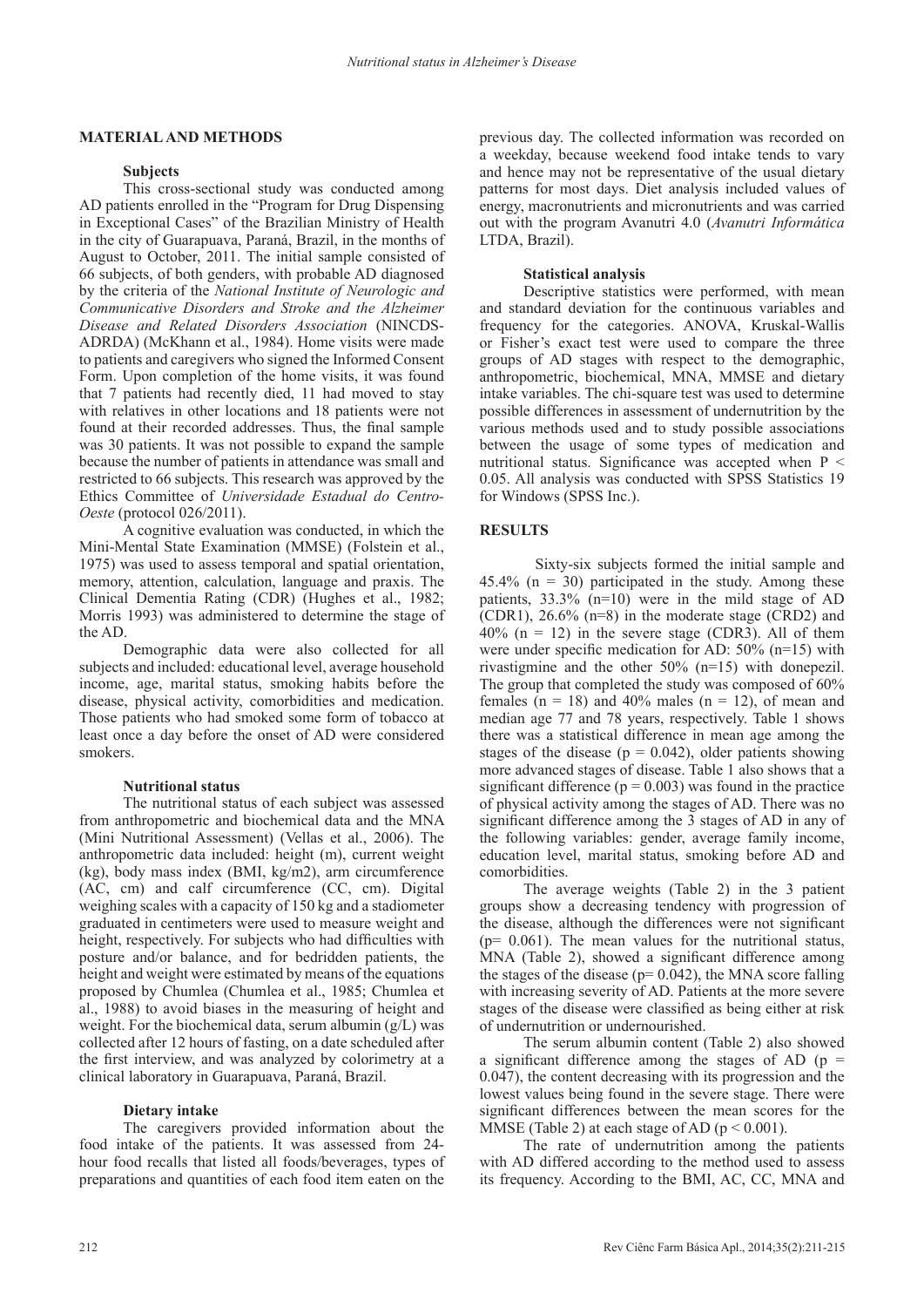## MATERIAL AND METHODS

### Subjects

This cross-sectional study was conducted among AD patients enrolled in the "Program for Drug Dispensing in Exceptional Cases" of the Brazilian Ministry of Health in the city of Guarapuava, Paraná, Brazil, in the months of August to October, 2011. The initial sample consisted of 66 subjects, of both genders, with probable AD diagnosed by the criteria of the *National Institute of Neurologic and Communicative Disorders and Stroke and the Alzheimer Disease and Related Disorders Association* (NINCDS-ADRDA) (McKhann et al., 1984). Home visits were made to patients and caregivers who signed the Informed Consent Form. Upon completion of the home visits, it was found that 7 patients had recently died, 11 had moved to stay with relatives in other locations and 18 patients were not found at their recorded addresses. Thus, the final sample was 30 patients. It was not possible to expand the sample because the number of patients in attendance was small and restricted to 66 subjects. This research was approved by the Ethics Committee of *Universidade Estadual do Centro-Oeste* (protocol 026/2011).

A cognitive evaluation was conducted, in which the Mini-Mental State Examination (MMSE) (Folstein et al., 1975) was used to assess temporal and spatial orientation, memory, attention, calculation, language and praxis. The Clinical Dementia Rating (CDR) (Hughes et al., 1982; Morris 1993) was administered to determine the stage of the AD.

Demographic data were also collected for all subjects and included: educational level, average household income, age, marital status, smoking habits before the disease, physical activity, comorbidities and medication. Those patients who had smoked some form of tobacco at least once a day before the onset of AD were considered smokers.

### Nutritional status

The nutritional status of each subject was assessed from anthropometric and biochemical data and the MNA (Mini Nutritional Assessment) (Vellas et al., 2006). The anthropometric data included: height (m), current weight (kg), body mass index (BMI, kg/m2), arm circumference (AC, cm) and calf circumference (CC, cm). Digital weighing scales with a capacity of 150 kg and a stadiometer graduated in centimeters were used to measure weight and height, respectively. For subjects who had difficulties with posture and/or balance, and for bedridden patients, the height and weight were estimated by means of the equations proposed by Chumlea (Chumlea et al., 1985; Chumlea et al., 1988) to avoid biases in the measuring of height and weight. For the biochemical data, serum albumin (g/L) was collected after 12 hours of fasting, on a date scheduled after the first interview, and was analyzed by colorimetry at a clinical laboratory in Guarapuava, Paraná, Brazil.

### Dietary intake

The caregivers provided information about the food intake of the patients. It was assessed from 24-hour food recalls that listed all foods/beverages, types of preparations and quantities of each food item eaten on the previous day. The collected information was recorded on a weekday, because weekend food intake tends to vary and hence may not be representative of the usual dietary patterns for most days. Diet analysis included values of energy, macronutrients and micronutrients and was carried out with the program Avanutri 4.0 (*Avanutri Informática* LTDA, Brazil).

### Statistical analysis

Descriptive statistics were performed, with mean and standard deviation for the continuous variables and frequency for the categories. ANOVA, Kruskal-Wallis or Fisher's exact test were used to compare the three groups of AD stages with respect to the demographic, anthropometric, biochemical, MNA, MMSE and dietary intake variables. The chi-square test was used to determine possible differences in assessment of undernutrition by the various methods used and to study possible associations between the usage of some types of medication and nutritional status. Significance was accepted when $P < 0.05$. All analysis was conducted with SPSS Statistics 19 for Windows (SPSS Inc.).

## RESULTS

Sixty-six subjects formed the initial sample and 45.4% (n = 30) participated in the study. Among these patients, 33.3% (n=10) were in the mild stage of AD (CDR1), 26.6% (n=8) in the moderate stage (CRD2) and 40% (n = 12) in the severe stage (CDR3). All of them were under specific medication for AD: 50% (n=15) with rivastigmine and the other 50% (n=15) with donepezil. The group that completed the study was composed of 60% females (n = 18) and 40% males (n = 12), of mean and median age 77 and 78 years, respectively. Table 1 shows there was a statistical difference in mean age among the stages of the disease ($p = 0.042$), older patients showing more advanced stages of disease. Table 1 also shows that a significant difference ($p = 0.003$) was found in the practice of physical activity among the stages of AD. There was no significant difference among the 3 stages of AD in any of the following variables: gender, average family income, education level, marital status, smoking before AD and comorbidities.

The average weights (Table 2) in the 3 patient groups show a decreasing tendency with progression of the disease, although the differences were not significant ($p= 0.061$). The mean values for the nutritional status, MNA (Table 2), showed a significant difference among the stages of the disease ($p= 0.042$), the MNA score falling with increasing severity of AD. Patients at the more severe stages of the disease were classified as being either at risk of undernutrition or undernourished.

The serum albumin content (Table 2) also showed a significant difference among the stages of AD ($p = 0.047$), the content decreasing with its progression and the lowest values being found in the severe stage. There were significant differences between the mean scores for the MMSE (Table 2) at each stage of AD ($p < 0.001$).

The rate of undernutrition among the patients with AD differed according to the method used to assess its frequency. According to the BMI, AC, CC, MNA and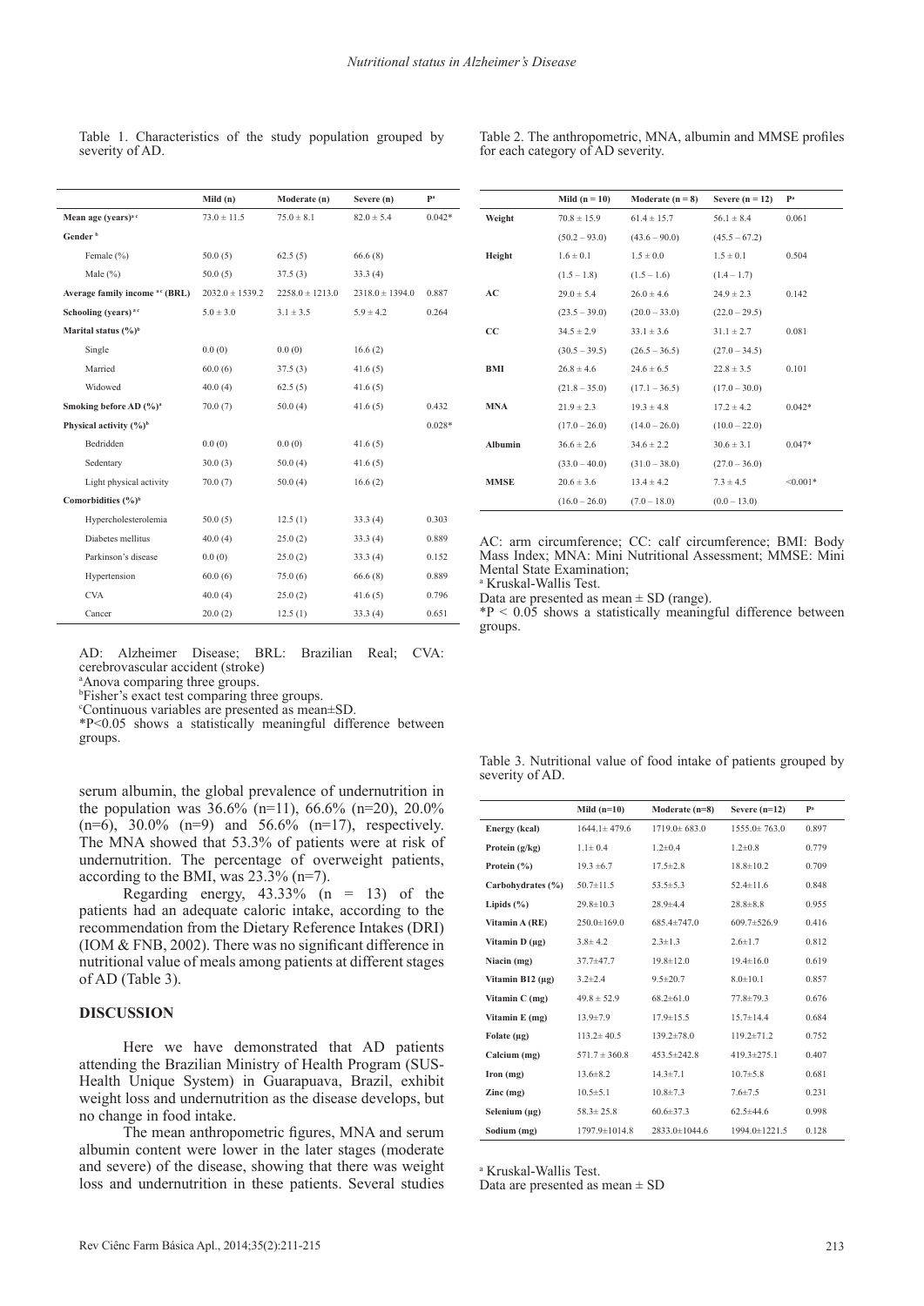Table 1. Characteristics of the study population grouped by severity of AD.

| | Mild (n) | Moderate (n) | Severe (n) | P[a] |
|---|---|---|---|---|
| **Mean age (years)**[a c] | 73.0 ± 11.5 | 75.0 ± 8.1 | 82.0 ± 5.4 | 0.042* |
| **Gender**[b] | | | | |
| Female (%) | 50.0 (5) | 62.5 (5) | 66.6 (8) | |
| Male (%) | 50.0 (5) | 37.5 (3) | 33.3 (4) | |
| **Average family income**[a c] **(BRL)** | 2032.0 ± 1539.2 | 2258.0 ± 1213.0 | 2318.0 ± 1394.0 | 0.887 |
| **Schooling (years)**[a c] | 5.0 ± 3.0 | 3.1 ± 3.5 | 5.9 ± 4.2 | 0.264 |
| **Marital status (%)**[b] | | | | |
| Single | 0.0 (0) | 0.0 (0) | 16.6 (2) | |
| Married | 60.0 (6) | 37.5 (3) | 41.6 (5) | |
| Widowed | 40.0 (4) | 62.5 (5) | 41.6 (5) | |
| **Smoking before AD (%)**[a] | 70.0 (7) | 50.0 (4) | 41.6 (5) | 0.432 |
| **Physical activity (%)**[b] | | | | 0.028* |
| Bedridden | 0.0 (0) | 0.0 (0) | 41.6 (5) | |
| Sedentary | 30.0 (3) | 50.0 (4) | 41.6 (5) | |
| Light physical activity | 70.0 (7) | 50.0 (4) | 16.6 (2) | |
| **Comorbidities (%)**[b] | | | | |
| Hypercholesterolemia | 50.0 (5) | 12.5 (1) | 33.3 (4) | 0.303 |
| Diabetes mellitus | 40.0 (4) | 25.0 (2) | 33.3 (4) | 0.889 |
| Parkinson's disease | 0.0 (0) | 25.0 (2) | 33.3 (4) | 0.152 |
| Hypertension | 60.0 (6) | 75.0 (6) | 66.6 (8) | 0.889 |
| CVA | 40.0 (4) | 25.0 (2) | 41.6 (5) | 0.796 |
| Cancer | 20.0 (2) | 12.5 (1) | 33.3 (4) | 0.651 |

AD: Alzheimer Disease; BRL: Brazilian Real; CVA: cerebrovascular accident (stroke)
[a]Anova comparing three groups.
[b]Fisher's exact test comparing three groups.
[c]Continuous variables are presented as mean±SD.
*P<0.05 shows a statistically meaningful difference between groups.

serum albumin, the global prevalence of undernutrition in the population was 36.6% (n=11), 66.6% (n=20), 20.0% (n=6), 30.0% (n=9) and 56.6% (n=17), respectively. The MNA showed that 53.3% of patients were at risk of undernutrition. The percentage of overweight patients, according to the BMI, was 23.3% (n=7).

Regarding energy, 43.33% (n = 13) of the patients had an adequate caloric intake, according to the recommendation from the Dietary Reference Intakes (DRI) (IOM & FNB, 2002). There was no significant difference in nutritional value of meals among patients at different stages of AD (Table 3).

## DISCUSSION

Here we have demonstrated that AD patients attending the Brazilian Ministry of Health Program (SUS-Health Unique System) in Guarapuava, Brazil, exhibit weight loss and undernutrition as the disease develops, but no change in food intake.

The mean anthropometric figures, MNA and serum albumin content were lower in the later stages (moderate and severe) of the disease, showing that there was weight loss and undernutrition in these patients. Several studies

Table 2. The anthropometric, MNA, albumin and MMSE profiles for each category of AD severity.

| | Mild (n = 10) | Moderate (n = 8) | Severe (n = 12) | P[a] |
|---|---|---|---|---|
| **Weight** | 70.8 ± 15.9 | 61.4 ± 15.7 | 56.1 ± 8.4 | 0.061 |
| | (50.2 – 93.0) | (43.6 – 90.0) | (45.5 – 67.2) | |
| **Height** | 1.6 ± 0.1 | 1.5 ± 0.0 | 1.5 ± 0.1 | 0.504 |
| | (1.5 – 1.8) | (1.5 – 1.6) | (1.4 – 1.7) | |
| **AC** | 29.0 ± 5.4 | 26.0 ± 4.6 | 24.9 ± 2.3 | 0.142 |
| | (23.5 – 39.0) | (20.0 – 33.0) | (22.0 – 29.5) | |
| **CC** | 34.5 ± 2.9 | 33.1 ± 3.6 | 31.1 ± 2.7 | 0.081 |
| | (30.5 – 39.5) | (26.5 – 36.5) | (27.0 – 34.5) | |
| **BMI** | 26.8 ± 4.6 | 24.6 ± 6.5 | 22.8 ± 3.5 | 0.101 |
| | (21.8 – 35.0) | (17.1 – 36.5) | (17.0 – 30.0) | |
| **MNA** | 21.9 ± 2.3 | 19.3 ± 4.8 | 17.2 ± 4.2 | 0.042* |
| | (17.0 – 26.0) | (14.0 – 26.0) | (10.0 – 22.0) | |
| **Albumin** | 36.6 ± 2.6 | 34.6 ± 2.2 | 30.6 ± 3.1 | 0.047* |
| | (33.0 – 40.0) | (31.0 – 38.0) | (27.0 – 36.0) | |
| **MMSE** | 20.6 ± 3.6 | 13.4 ± 4.2 | 7.3 ± 4.5 | <0.001* |
| | (16.0 – 26.0) | (7.0 – 18.0) | (0.0 – 13.0) | |

AC: arm circumference; CC: calf circumference; BMI: Body Mass Index; MNA: Mini Nutritional Assessment; MMSE: Mini Mental State Examination;
[a] Kruskal-Wallis Test.
Data are presented as mean ± SD (range).
*P < 0.05 shows a statistically meaningful difference between groups.

Table 3. Nutritional value of food intake of patients grouped by severity of AD.

| | Mild (n=10) | Moderate (n=8) | Severe (n=12) | P[a] |
|---|---|---|---|---|
| **Energy (kcal)** | 1644.1± 479.6 | 1719.0± 683.0 | 1555.0± 763.0 | 0.897 |
| **Protein (g/kg)** | 1.1± 0.4 | 1.2±0.4 | 1.2±0.8 | 0.779 |
| **Protein (%)** | 19.3 ±6.7 | 17.5±2.8 | 18.8±10.2 | 0.709 |
| **Carbohydrates (%)** | 50.7±11.5 | 53.5±5.3 | 52.4±11.6 | 0.848 |
| **Lipids (%)** | 29.8±10.3 | 28.9±4.4 | 28.8±8.8 | 0.955 |
| **Vitamin A (RE)** | 250.0±169.0 | 685.4±747.0 | 609.7±526.9 | 0.416 |
| **Vitamin D (µg)** | 3.8± 4.2 | 2.3±1.3 | 2.6±1.7 | 0.812 |
| **Niacin (mg)** | 37.7±47.7 | 19.8±12.0 | 19.4±16.0 | 0.619 |
| **Vitamin B12 (µg)** | 3.2±2.4 | 9.5±20.7 | 8.0±10.1 | 0.857 |
| **Vitamin C (mg)** | 49.8 ± 52.9 | 68.2±61.0 | 77.8±79.3 | 0.676 |
| **Vitamin E (mg)** | 13.9±7.9 | 17.9±15.5 | 15.7±14.4 | 0.684 |
| **Folate (µg)** | 113.2± 40.5 | 139.2±78.0 | 119.2±71.2 | 0.752 |
| **Calcium (mg)** | 571.7 ± 360.8 | 453.5±242.8 | 419.3±275.1 | 0.407 |
| **Iron (mg)** | 13.6±8.2 | 14.3±7.1 | 10.7±5.8 | 0.681 |
| **Zinc (mg)** | 10.5±5.1 | 10.8±7.3 | 7.6±7.5 | 0.231 |
| **Selenium (µg)** | 58.3± 25.8 | 60.6±37.3 | 62.5±44.6 | 0.998 |
| **Sodium (mg)** | 1797.9±1014.8 | 2833.0±1044.6 | 1994.0±1221.5 | 0.128 |

[a] Kruskal-Wallis Test.
Data are presented as mean ± SD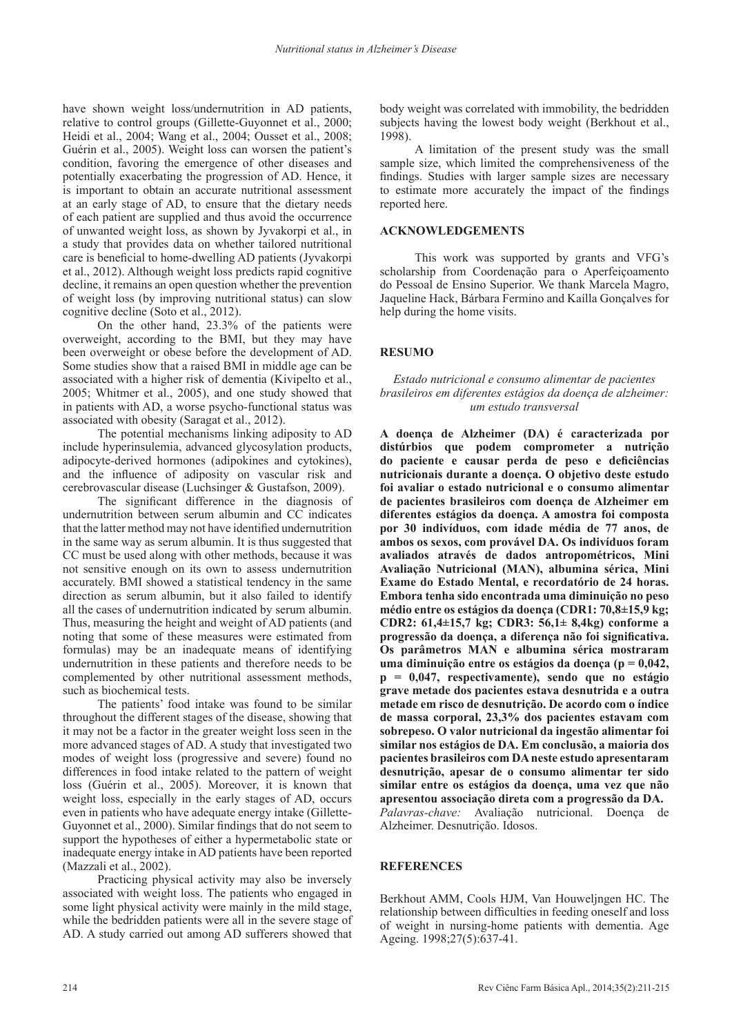have shown weight loss/undernutrition in AD patients, relative to control groups (Gillette-Guyonnet et al., 2000; Heidi et al., 2004; Wang et al., 2004; Ousset et al., 2008; Guérin et al., 2005). Weight loss can worsen the patient's condition, favoring the emergence of other diseases and potentially exacerbating the progression of AD. Hence, it is important to obtain an accurate nutritional assessment at an early stage of AD, to ensure that the dietary needs of each patient are supplied and thus avoid the occurrence of unwanted weight loss, as shown by Jyvakorpi et al., in a study that provides data on whether tailored nutritional care is beneficial to home-dwelling AD patients (Jyvakorpi et al., 2012). Although weight loss predicts rapid cognitive decline, it remains an open question whether the prevention of weight loss (by improving nutritional status) can slow cognitive decline (Soto et al., 2012).

On the other hand, 23.3% of the patients were overweight, according to the BMI, but they may have been overweight or obese before the development of AD. Some studies show that a raised BMI in middle age can be associated with a higher risk of dementia (Kivipelto et al., 2005; Whitmer et al., 2005), and one study showed that in patients with AD, a worse psycho-functional status was associated with obesity (Saragat et al., 2012).

The potential mechanisms linking adiposity to AD include hyperinsulemia, advanced glycosylation products, adipocyte-derived hormones (adipokines and cytokines), and the influence of adiposity on vascular risk and cerebrovascular disease (Luchsinger & Gustafson, 2009).

The significant difference in the diagnosis of undernutrition between serum albumin and CC indicates that the latter method may not have identified undernutrition in the same way as serum albumin. It is thus suggested that CC must be used along with other methods, because it was not sensitive enough on its own to assess undernutrition accurately. BMI showed a statistical tendency in the same direction as serum albumin, but it also failed to identify all the cases of undernutrition indicated by serum albumin. Thus, measuring the height and weight of AD patients (and noting that some of these measures were estimated from formulas) may be an inadequate means of identifying undernutrition in these patients and therefore needs to be complemented by other nutritional assessment methods, such as biochemical tests.

The patients' food intake was found to be similar throughout the different stages of the disease, showing that it may not be a factor in the greater weight loss seen in the more advanced stages of AD. A study that investigated two modes of weight loss (progressive and severe) found no differences in food intake related to the pattern of weight loss (Guérin et al., 2005). Moreover, it is known that weight loss, especially in the early stages of AD, occurs even in patients who have adequate energy intake (Gillette-Guyonnet et al., 2000). Similar findings that do not seem to support the hypotheses of either a hypermetabolic state or inadequate energy intake in AD patients have been reported (Mazzali et al., 2002).

Practicing physical activity may also be inversely associated with weight loss. The patients who engaged in some light physical activity were mainly in the mild stage, while the bedridden patients were all in the severe stage of AD. A study carried out among AD sufferers showed that body weight was correlated with immobility, the bedridden subjects having the lowest body weight (Berkhout et al., 1998).

A limitation of the present study was the small sample size, which limited the comprehensiveness of the findings. Studies with larger sample sizes are necessary to estimate more accurately the impact of the findings reported here.

## ACKNOWLEDGEMENTS

This work was supported by grants and VFG's scholarship from Coordenação para o Aperfeiçoamento do Pessoal de Ensino Superior. We thank Marcela Magro, Jaqueline Hack, Bárbara Fermino and Kaílla Gonçalves for help during the home visits.

## RESUMO

*Estado nutricional e consumo alimentar de pacientes brasileiros em diferentes estágios da doença de alzheimer: um estudo transversal*

**A doença de Alzheimer (DA) é caracterizada por distúrbios que podem comprometer a nutrição do paciente e causar perda de peso e deficiências nutricionais durante a doença. O objetivo deste estudo foi avaliar o estado nutricional e o consumo alimentar de pacientes brasileiros com doença de Alzheimer em diferentes estágios da doença. A amostra foi composta por 30 indivíduos, com idade média de 77 anos, de ambos os sexos, com provável DA. Os indivíduos foram avaliados através de dados antropométricos, Mini Avaliação Nutricional (MAN), albumina sérica, Mini Exame do Estado Mental, e recordatório de 24 horas. Embora tenha sido encontrada uma diminuição no peso médio entre os estágios da doença (CDR1: 70,8±15,9 kg; CDR2: 61,4±15,7 kg; CDR3: 56,1± 8,4kg) conforme a progressão da doença, a diferença não foi significativa. Os parâmetros MAN e albumina sérica mostraram uma diminuição entre os estágios da doença (p = 0,042, p = 0,047, respectivamente), sendo que no estágio grave metade dos pacientes estava desnutrida e a outra metade em risco de desnutrição. De acordo com o índice de massa corporal, 23,3% dos pacientes estavam com sobrepeso. O valor nutricional da ingestão alimentar foi similar nos estágios de DA. Em conclusão, a maioria dos pacientes brasileiros com DA neste estudo apresentaram desnutrição, apesar de o consumo alimentar ter sido similar entre os estágios da doença, uma vez que não apresentou associação direta com a progressão da DA.**

*Palavras-chave:* Avaliação nutricional. Doença de Alzheimer. Desnutrição. Idosos.

## REFERENCES

Berkhout AMM, Cools HJM, Van Houweljngen HC. The relationship between difficulties in feeding oneself and loss of weight in nursing-home patients with dementia. Age Ageing. 1998;27(5):637-41.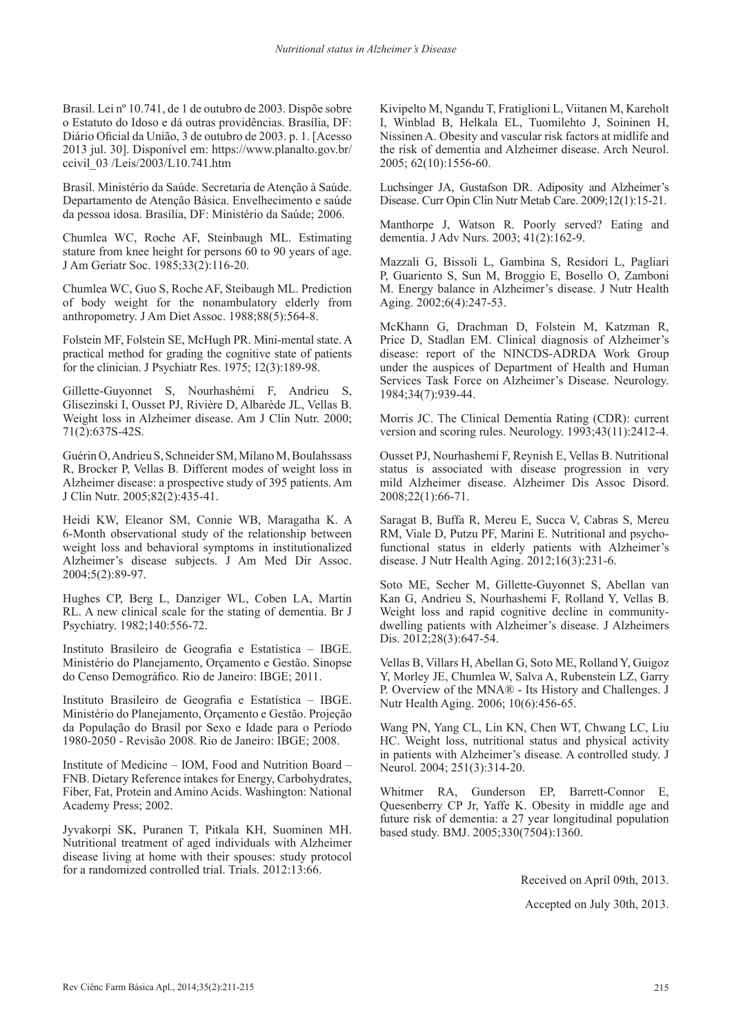Brasil. Lei nº 10.741, de 1 de outubro de 2003. Dispõe sobre o Estatuto do Idoso e dá outras providências. Brasília, DF: Diário Oficial da União, 3 de outubro de 2003. p. 1. [Acesso 2013 jul. 30]. Disponível em: https://www.planalto.gov.br/ccivil_03 /Leis/2003/L10.741.htm

Brasil. Ministério da Saúde. Secretaria de Atenção à Saúde. Departamento de Atenção Básica. Envelhecimento e saúde da pessoa idosa. Brasília, DF: Ministério da Saúde; 2006.

Chumlea WC, Roche AF, Steinbaugh ML. Estimating stature from knee height for persons 60 to 90 years of age. J Am Geriatr Soc. 1985;33(2):116-20.

Chumlea WC, Guo S, Roche AF, Steibaugh ML. Prediction of body weight for the nonambulatory elderly from anthropometry. J Am Diet Assoc. 1988;88(5):564-8.

Folstein MF, Folstein SE, McHugh PR. Mini-mental state. A practical method for grading the cognitive state of patients for the clinician. J Psychiatr Res. 1975; 12(3):189-98.

Gillette-Guyonnet S, Nourhashémi F, Andrieu S, Glisezinski I, Ousset PJ, Rivière D, Albarède JL, Vellas B. Weight loss in Alzheimer disease. Am J Clin Nutr. 2000; 71(2):637S-42S.

Guérin O, Andrieu S, Schneider SM, Milano M, Boulahssass R, Brocker P, Vellas B. Different modes of weight loss in Alzheimer disease: a prospective study of 395 patients. Am J Clin Nutr. 2005;82(2):435-41.

Heidi KW, Eleanor SM, Connie WB, Maragatha K. A 6-Month observational study of the relationship between weight loss and behavioral symptoms in institutionalized Alzheimer's disease subjects. J Am Med Dir Assoc. 2004;5(2):89-97.

Hughes CP, Berg L, Danziger WL, Coben LA, Martin RL. A new clinical scale for the stating of dementia. Br J Psychiatry. 1982;140:556-72.

Instituto Brasileiro de Geografia e Estatística – IBGE. Ministério do Planejamento, Orçamento e Gestão. Sinopse do Censo Demográfico. Rio de Janeiro: IBGE; 2011.

Instituto Brasileiro de Geografia e Estatística – IBGE. Ministério do Planejamento, Orçamento e Gestão. Projeção da População do Brasil por Sexo e Idade para o Período 1980-2050 - Revisão 2008. Rio de Janeiro: IBGE; 2008.

Institute of Medicine – IOM, Food and Nutrition Board – FNB. Dietary Reference intakes for Energy, Carbohydrates, Fiber, Fat, Protein and Amino Acids. Washington: National Academy Press; 2002.

Jyvakorpi SK, Puranen T, Pitkala KH, Suominen MH. Nutritional treatment of aged individuals with Alzheimer disease living at home with their spouses: study protocol for a randomized controlled trial. Trials. 2012:13:66.

Kivipelto M, Ngandu T, Fratiglioni L, Viitanen M, Kareholt I, Winblad B, Helkala EL, Tuomilehto J, Soininen H, Nissinen A. Obesity and vascular risk factors at midlife and the risk of dementia and Alzheimer disease. Arch Neurol. 2005; 62(10):1556-60.

Luchsinger JA, Gustafson DR. Adiposity and Alzheimer's Disease. Curr Opin Clin Nutr Metab Care. 2009;12(1):15-21.

Manthorpe J, Watson R. Poorly served? Eating and dementia. J Adv Nurs. 2003; 41(2):162-9.

Mazzali G, Bissoli L, Gambina S, Residori L, Pagliari P, Guariento S, Sun M, Broggio E, Bosello O, Zamboni M. Energy balance in Alzheimer's disease. J Nutr Health Aging. 2002;6(4):247-53.

McKhann G, Drachman D, Folstein M, Katzman R, Price D, Stadlan EM. Clinical diagnosis of Alzheimer's disease: report of the NINCDS-ADRDA Work Group under the auspices of Department of Health and Human Services Task Force on Alzheimer's Disease. Neurology. 1984;34(7):939-44.

Morris JC. The Clinical Dementia Rating (CDR): current version and scoring rules. Neurology. 1993;43(11):2412-4.

Ousset PJ, Nourhashemi F, Reynish E, Vellas B. Nutritional status is associated with disease progression in very mild Alzheimer disease. Alzheimer Dis Assoc Disord. 2008;22(1):66-71.

Saragat B, Buffa R, Mereu E, Succa V, Cabras S, Mereu RM, Viale D, Putzu PF, Marini E. Nutritional and psycho-functional status in elderly patients with Alzheimer's disease. J Nutr Health Aging. 2012;16(3):231-6.

Soto ME, Secher M, Gillette-Guyonnet S, Abellan van Kan G, Andrieu S, Nourhashemi F, Rolland Y, Vellas B. Weight loss and rapid cognitive decline in community-dwelling patients with Alzheimer's disease. J Alzheimers Dis. 2012;28(3):647-54.

Vellas B, Villars H, Abellan G, Soto ME, Rolland Y, Guigoz Y, Morley JE, Chumlea W, Salva A, Rubenstein LZ, Garry P. Overview of the MNA® - Its History and Challenges. J Nutr Health Aging. 2006; 10(6):456-65.

Wang PN, Yang CL, Lin KN, Chen WT, Chwang LC, Liu HC. Weight loss, nutritional status and physical activity in patients with Alzheimer's disease. A controlled study. J Neurol. 2004; 251(3):314-20.

Whitmer RA, Gunderson EP, Barrett-Connor E, Quesenberry CP Jr, Yaffe K. Obesity in middle age and future risk of dementia: a 27 year longitudinal population based study. BMJ. 2005;330(7504):1360.

Received on April 09th, 2013.

Accepted on July 30th, 2013.